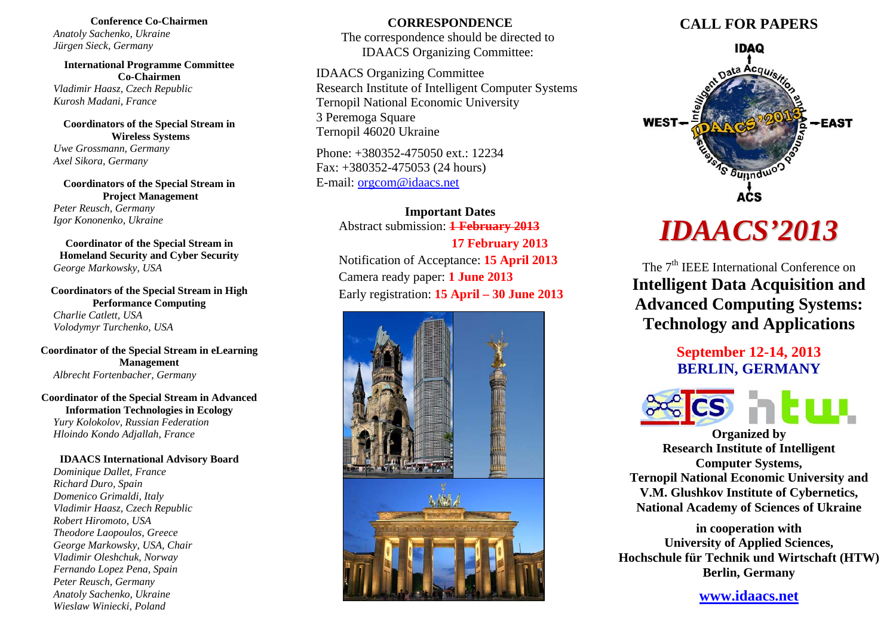**Conference Co-Chairmen**

*Anatoly Sachenko, Ukraine*
*Jürgen Sieck, Germany*

**International Programme Committee Co-Chairmen**

*Vladimir Haasz, Czech Republic*
*Kurosh Madani, France*

**Coordinators of the Special Stream in Wireless Systems**

*Uwe Grossmann, Germany*
*Axel Sikora, Germany*

**Coordinators of the Special Stream in Project Management**

*Peter Reusch, Germany*
*Igor Kononenko, Ukraine*

**Coordinator of the Special Stream in Homeland Security and Cyber Security**

*George Markowsky, USA*

**Coordinators of the Special Stream in High Performance Computing**

*Charlie Catlett, USA*
*Volodymyr Turchenko, USA*

**Coordinator of the Special Stream in eLearning Management**

*Albrecht Fortenbacher, Germany*

**Coordinator of the Special Stream in Advanced Information Technologies in Ecology**

*Yury Kolokolov, Russian Federation*
*Hloindo Kondo Adjallah, France*

**IDAACS International Advisory Board**

*Dominique Dallet, France*
*Richard Duro, Spain*
*Domenico Grimaldi, Italy*
*Vladimir Haasz, Czech Republic*
*Robert Hiromoto, USA*
*Theodore Laopoulos, Greece*
*George Markowsky, USA, Chair*
*Vladimir Oleshchuk, Norway*
*Fernando Lopez Pena, Spain*
*Peter Reusch, Germany*
*Anatoly Sachenko, Ukraine*
*Wieslaw Winiecki, Poland*

## CORRESPONDENCE

The correspondence should be directed to IDAACS Organizing Committee:

IDAACS Organizing Committee
Research Institute of Intelligent Computer Systems
Ternopil National Economic University
3 Peremoga Square
Ternopil 46020 Ukraine

Phone: +380352-475050 ext.: 12234
Fax: +380352-475053 (24 hours)
E-mail: orgcom@idaacs.net

**Important Dates**

Abstract submission: ~~**1 February 2013**~~ **17 February 2013**
Notification of Acceptance: **15 April 2013**
Camera ready paper: **1 June 2013**
Early registration: **15 April – 30 June 2013**

## CALL FOR PAPERS

# *IDAACS'2013*

The 7th IEEE International Conference on

## Intelligent Data Acquisition and Advanced Computing Systems: Technology and Applications

**September 12-14, 2013**
**BERLIN, GERMANY**

**Organized by**
**Research Institute of Intelligent Computer Systems,**
**Ternopil National Economic University and**
**V.M. Glushkov Institute of Cybernetics,**
**National Academy of Sciences of Ukraine**

**in cooperation with**
**University of Applied Sciences,**
**Hochschule für Technik und Wirtschaft (HTW)**
**Berlin, Germany**

**www.idaacs.net**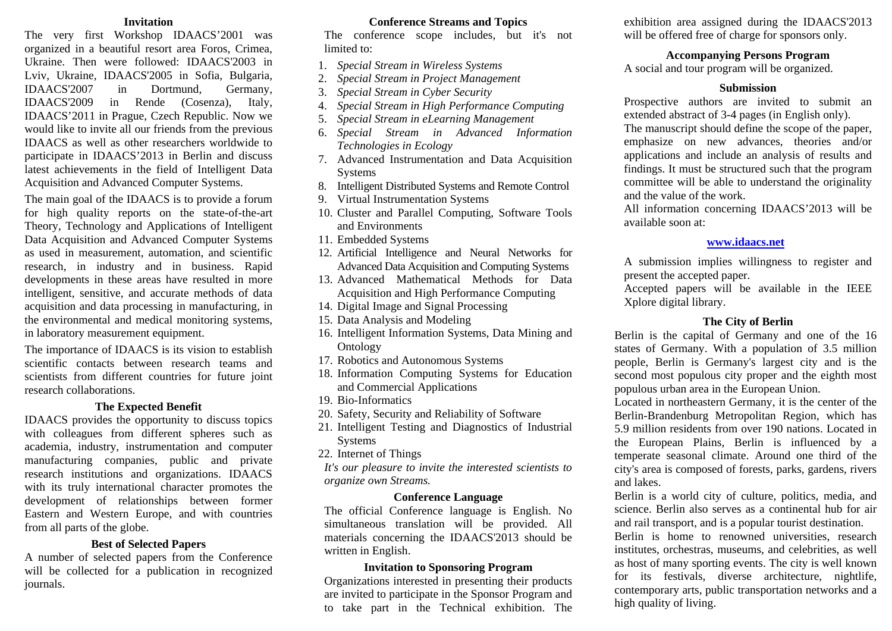## Invitation

The very first Workshop IDAACS'2001 was organized in a beautiful resort area Foros, Crimea, Ukraine. Then were followed: IDAACS'2003 in Lviv, Ukraine, IDAACS'2005 in Sofia, Bulgaria, IDAACS'2007 in Dortmund, Germany, IDAACS'2009 in Rende (Cosenza), Italy, IDAACS'2011 in Prague, Czech Republic. Now we would like to invite all our friends from the previous IDAACS as well as other researchers worldwide to participate in IDAACS'2013 in Berlin and discuss latest achievements in the field of Intelligent Data Acquisition and Advanced Computer Systems.

The main goal of the IDAACS is to provide a forum for high quality reports on the state-of-the-art Theory, Technology and Applications of Intelligent Data Acquisition and Advanced Computer Systems as used in measurement, automation, and scientific research, in industry and in business. Rapid developments in these areas have resulted in more intelligent, sensitive, and accurate methods of data acquisition and data processing in manufacturing, in the environmental and medical monitoring systems, in laboratory measurement equipment.

The importance of IDAACS is its vision to establish scientific contacts between research teams and scientists from different countries for future joint research collaborations.

## The Expected Benefit

IDAACS provides the opportunity to discuss topics with colleagues from different spheres such as academia, industry, instrumentation and computer manufacturing companies, public and private research institutions and organizations. IDAACS with its truly international character promotes the development of relationships between former Eastern and Western Europe, and with countries from all parts of the globe.

## Best of Selected Papers

A number of selected papers from the Conference will be collected for a publication in recognized journals.

## Conference Streams and Topics

The conference scope includes, but it's not limited to:

1. *Special Stream in Wireless Systems*
2. *Special Stream in Project Management*
3. *Special Stream in Cyber Security*
4. *Special Stream in High Performance Computing*
5. *Special Stream in eLearning Management*
6. *Special Stream in Advanced Information Technologies in Ecology*
7. Advanced Instrumentation and Data Acquisition Systems
8. Intelligent Distributed Systems and Remote Control
9. Virtual Instrumentation Systems
10. Cluster and Parallel Computing, Software Tools and Environments
11. Embedded Systems
12. Artificial Intelligence and Neural Networks for Advanced Data Acquisition and Computing Systems
13. Advanced Mathematical Methods for Data Acquisition and High Performance Computing
14. Digital Image and Signal Processing
15. Data Analysis and Modeling
16. Intelligent Information Systems, Data Mining and Ontology
17. Robotics and Autonomous Systems
18. Information Computing Systems for Education and Commercial Applications
19. Bio-Informatics
20. Safety, Security and Reliability of Software
21. Intelligent Testing and Diagnostics of Industrial Systems
22. Internet of Things

*It's our pleasure to invite the interested scientists to organize own Streams.*

## Conference Language

The official Conference language is English. No simultaneous translation will be provided. All materials concerning the IDAACS'2013 should be written in English.

## Invitation to Sponsoring Program

Organizations interested in presenting their products are invited to participate in the Sponsor Program and to take part in the Technical exhibition. The exhibition area assigned during the IDAACS'2013 will be offered free of charge for sponsors only.

## Accompanying Persons Program

A social and tour program will be organized.

## Submission

Prospective authors are invited to submit an extended abstract of 3-4 pages (in English only).

The manuscript should define the scope of the paper, emphasize on new advances, theories and/or applications and include an analysis of results and findings. It must be structured such that the program committee will be able to understand the originality and the value of the work.

All information concerning IDAACS'2013 will be available soon at:

**www.idaacs.net**

A submission implies willingness to register and present the accepted paper.

Accepted papers will be available in the IEEE Xplore digital library.

## The City of Berlin

Berlin is the capital of Germany and one of the 16 states of Germany. With a population of 3.5 million people, Berlin is Germany's largest city and is the second most populous city proper and the eighth most populous urban area in the European Union.

Located in northeastern Germany, it is the center of the Berlin-Brandenburg Metropolitan Region, which has 5.9 million residents from over 190 nations. Located in the European Plains, Berlin is influenced by a temperate seasonal climate. Around one third of the city's area is composed of forests, parks, gardens, rivers and lakes.

Berlin is a world city of culture, politics, media, and science. Berlin also serves as a continental hub for air and rail transport, and is a popular tourist destination.

Berlin is home to renowned universities, research institutes, orchestras, museums, and celebrities, as well as host of many sporting events. The city is well known for its festivals, diverse architecture, nightlife, contemporary arts, public transportation networks and a high quality of living.